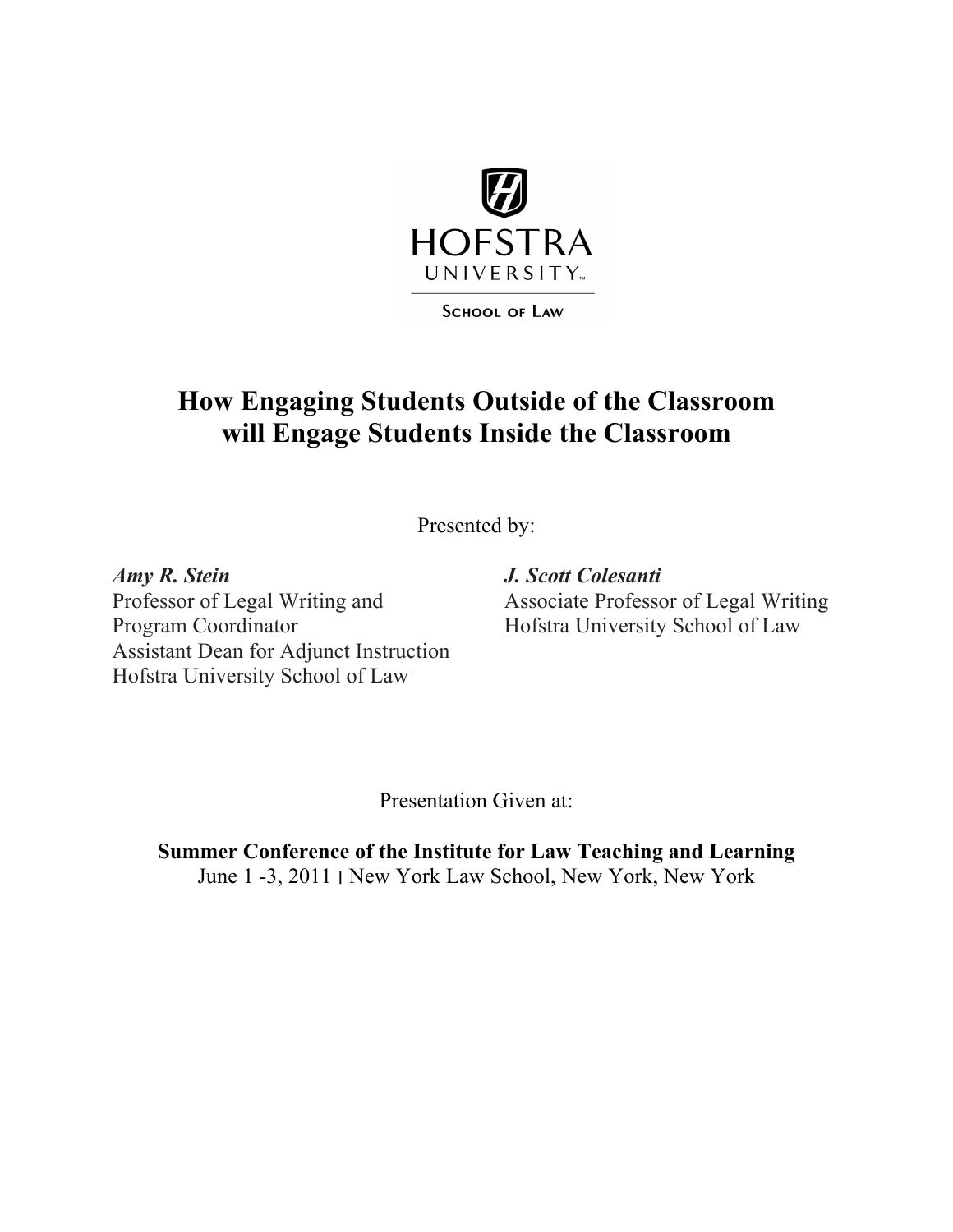HOFSTRA UNIVERSITY

SCHOOL OF LAW

# How Engaging Students Outside of the Classroom will Engage Students Inside the Classroom

Presented by:

***Amy R. Stein***
Professor of Legal Writing and Program Coordinator
Assistant Dean for Adjunct Instruction
Hofstra University School of Law

***J. Scott Colesanti***
Associate Professor of Legal Writing
Hofstra University School of Law

Presentation Given at:

**Summer Conference of the Institute for Law Teaching and Learning**
June 1 -3, 2011 | New York Law School, New York, New York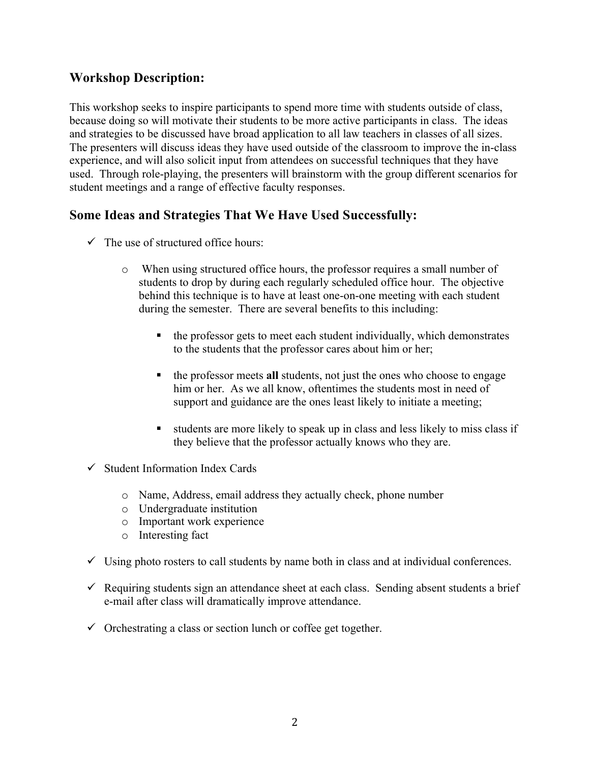## Workshop Description:

This workshop seeks to inspire participants to spend more time with students outside of class, because doing so will motivate their students to be more active participants in class. The ideas and strategies to be discussed have broad application to all law teachers in classes of all sizes. The presenters will discuss ideas they have used outside of the classroom to improve the in-class experience, and will also solicit input from attendees on successful techniques that they have used. Through role-playing, the presenters will brainstorm with the group different scenarios for student meetings and a range of effective faculty responses.

## Some Ideas and Strategies That We Have Used Successfully:

- ✓ The use of structured office hours:
  - When using structured office hours, the professor requires a small number of students to drop by during each regularly scheduled office hour. The objective behind this technique is to have at least one-on-one meeting with each student during the semester. There are several benefits to this including:
    - the professor gets to meet each student individually, which demonstrates to the students that the professor cares about him or her;
    - the professor meets **all** students, not just the ones who choose to engage him or her. As we all know, oftentimes the students most in need of support and guidance are the ones least likely to initiate a meeting;
    - students are more likely to speak up in class and less likely to miss class if they believe that the professor actually knows who they are.
- ✓ Student Information Index Cards
  - Name, Address, email address they actually check, phone number
  - Undergraduate institution
  - Important work experience
  - Interesting fact
- ✓ Using photo rosters to call students by name both in class and at individual conferences.
- ✓ Requiring students sign an attendance sheet at each class. Sending absent students a brief e-mail after class will dramatically improve attendance.
- ✓ Orchestrating a class or section lunch or coffee get together.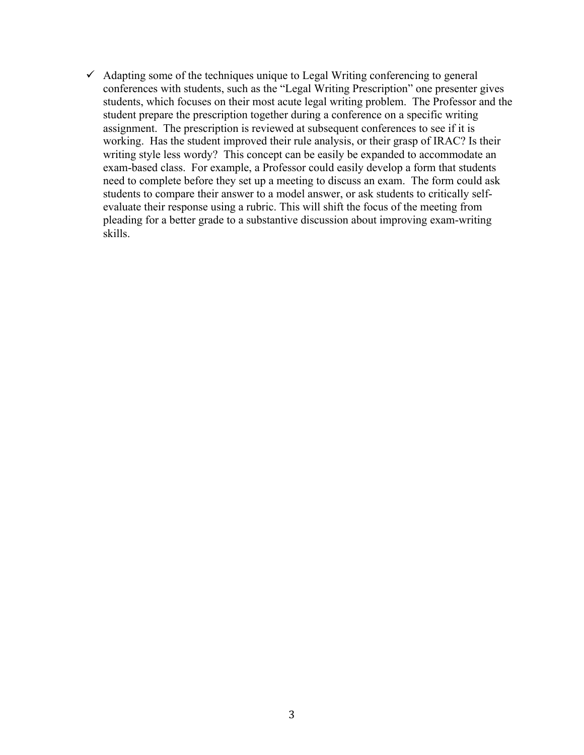- ✓ Adapting some of the techniques unique to Legal Writing conferencing to general conferences with students, such as the "Legal Writing Prescription" one presenter gives students, which focuses on their most acute legal writing problem. The Professor and the student prepare the prescription together during a conference on a specific writing assignment. The prescription is reviewed at subsequent conferences to see if it is working. Has the student improved their rule analysis, or their grasp of IRAC? Is their writing style less wordy? This concept can be easily be expanded to accommodate an exam-based class. For example, a Professor could easily develop a form that students need to complete before they set up a meeting to discuss an exam. The form could ask students to compare their answer to a model answer, or ask students to critically self-evaluate their response using a rubric. This will shift the focus of the meeting from pleading for a better grade to a substantive discussion about improving exam-writing skills.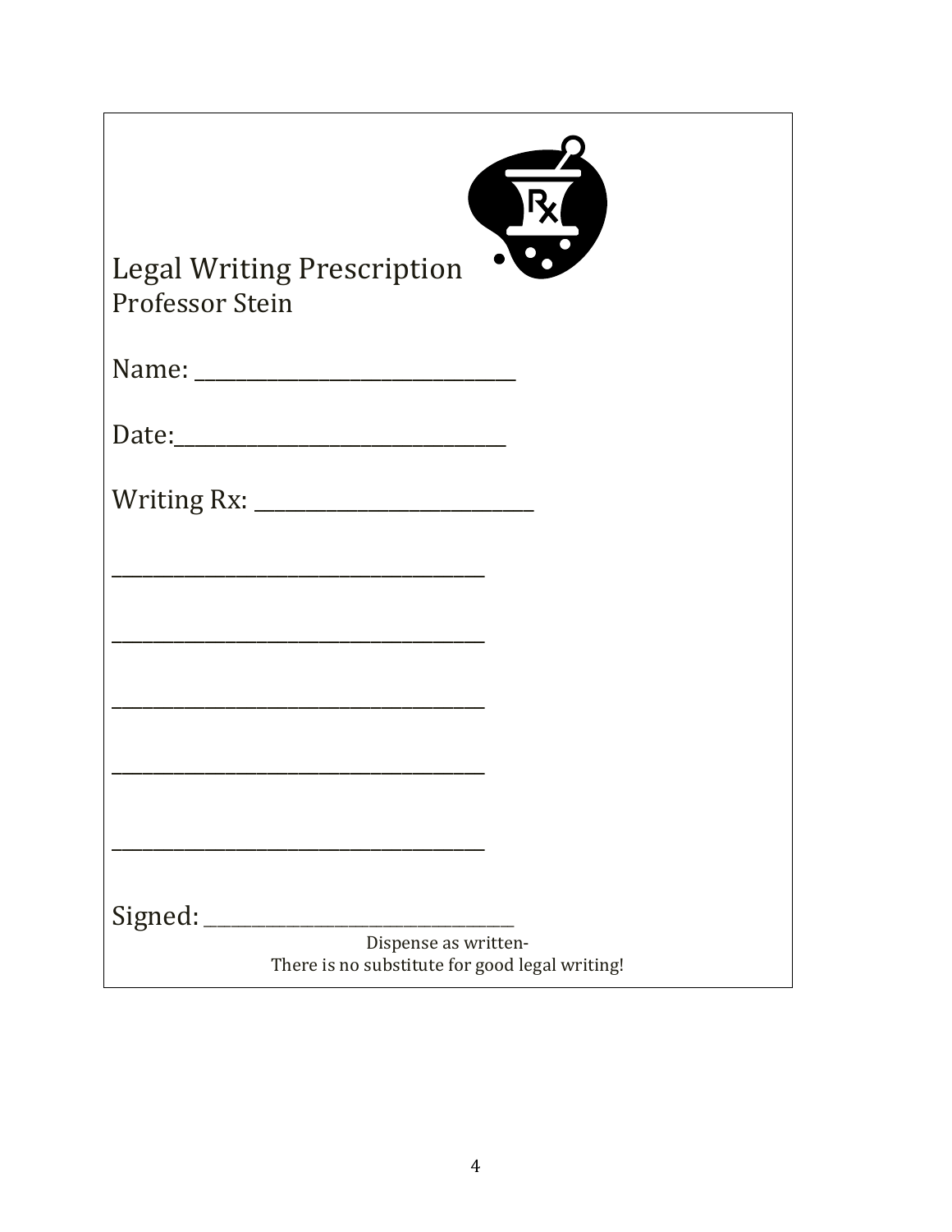# Legal Writing Prescription

Professor Stein

Name: ______________________________

Date: ______________________________

Writing Rx: ___________________________

______________________________________

______________________________________

______________________________________

______________________________________

______________________________________

Signed: ______________________________

Dispense as written-
There is no substitute for good legal writing!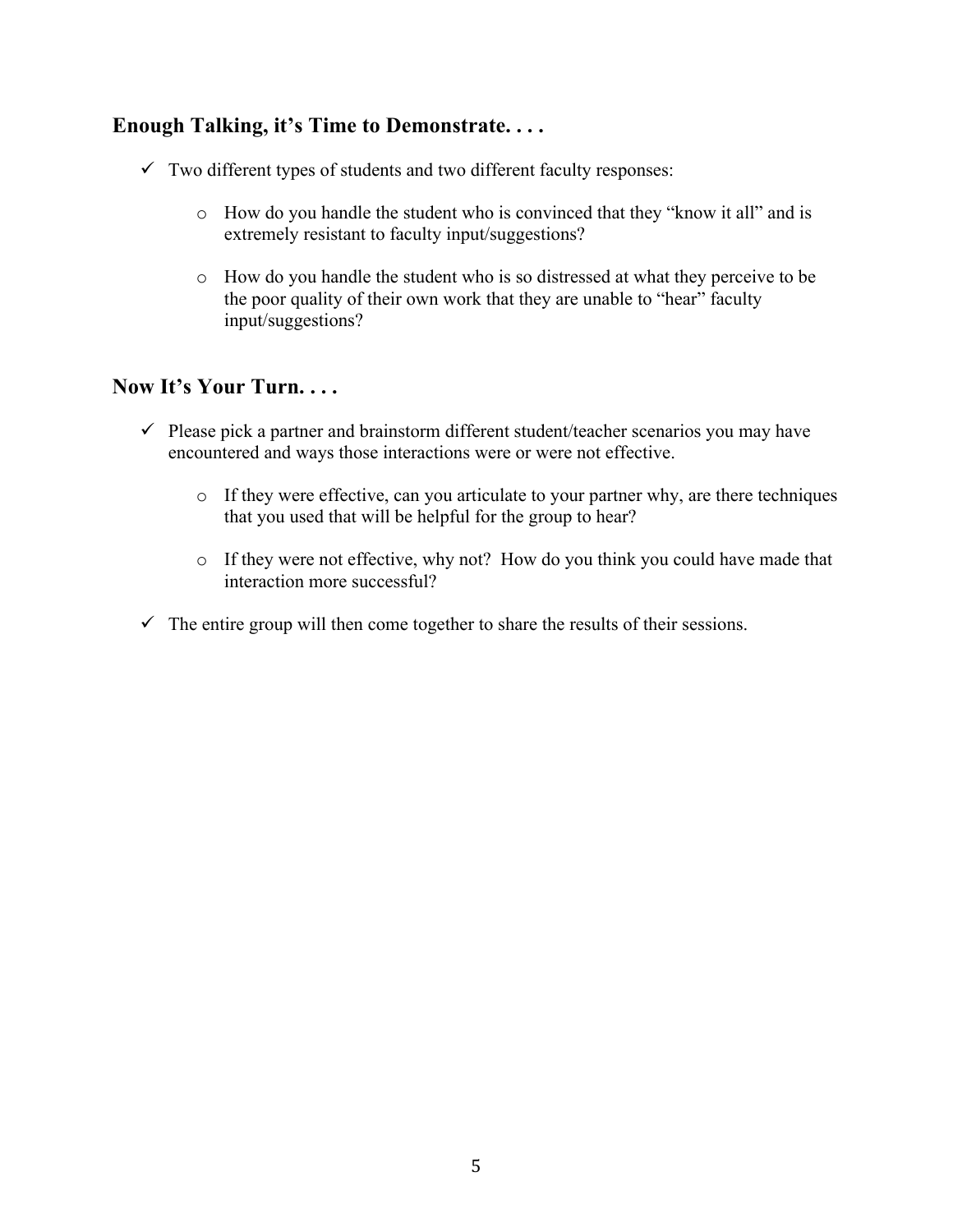## Enough Talking, it's Time to Demonstrate. . . .

- ✓ Two different types of students and two different faculty responses:
  - o How do you handle the student who is convinced that they "know it all" and is extremely resistant to faculty input/suggestions?
  - o How do you handle the student who is so distressed at what they perceive to be the poor quality of their own work that they are unable to "hear" faculty input/suggestions?

## Now It's Your Turn. . . .

- ✓ Please pick a partner and brainstorm different student/teacher scenarios you may have encountered and ways those interactions were or were not effective.
  - o If they were effective, can you articulate to your partner why, are there techniques that you used that will be helpful for the group to hear?
  - o If they were not effective, why not? How do you think you could have made that interaction more successful?
- ✓ The entire group will then come together to share the results of their sessions.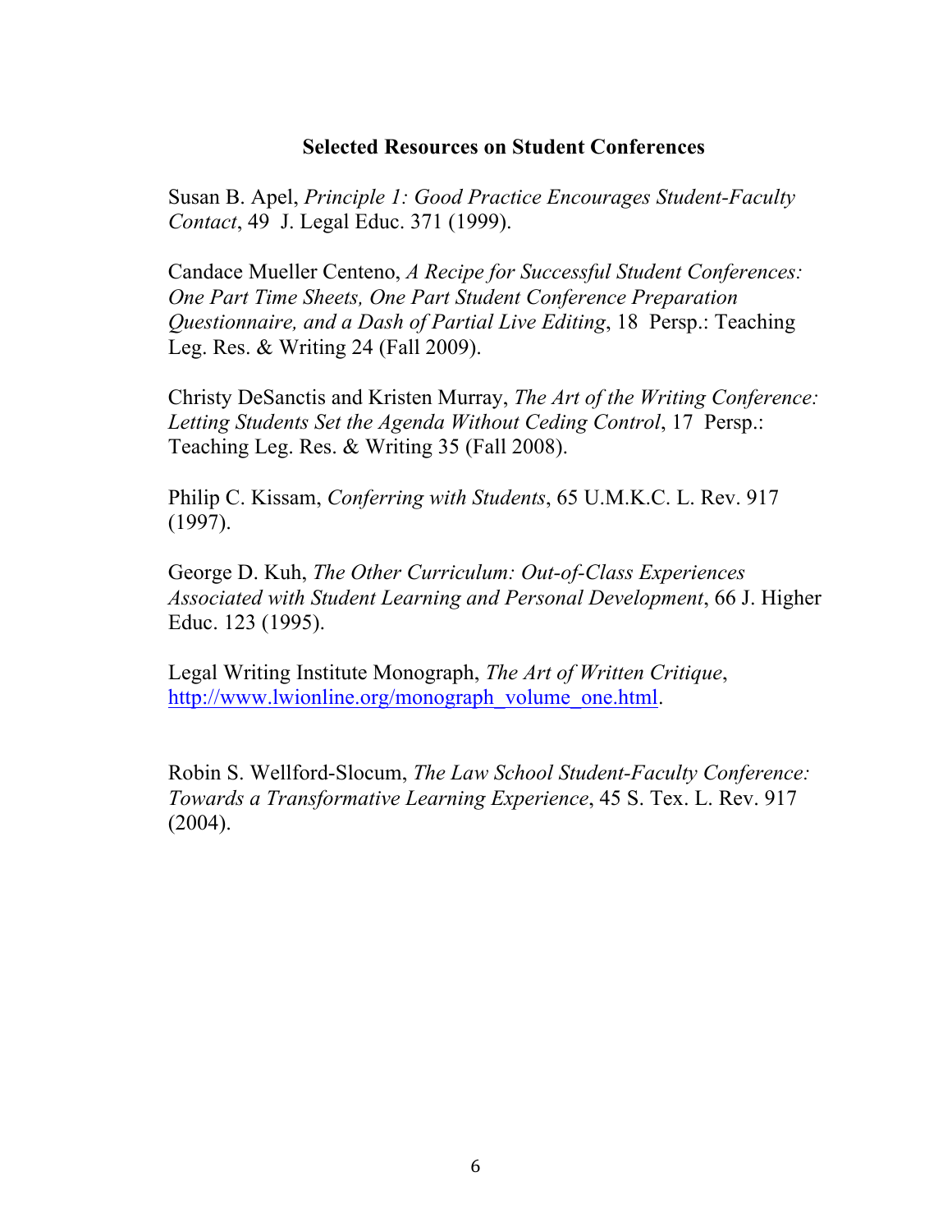**Selected Resources on Student Conferences**

Susan B. Apel, *Principle 1: Good Practice Encourages Student-Faculty Contact*, 49 J. Legal Educ. 371 (1999).

Candace Mueller Centeno, *A Recipe for Successful Student Conferences: One Part Time Sheets, One Part Student Conference Preparation Questionnaire, and a Dash of Partial Live Editing*, 18 Persp.: Teaching Leg. Res. & Writing 24 (Fall 2009).

Christy DeSanctis and Kristen Murray, *The Art of the Writing Conference: Letting Students Set the Agenda Without Ceding Control*, 17 Persp.: Teaching Leg. Res. & Writing 35 (Fall 2008).

Philip C. Kissam, *Conferring with Students*, 65 U.M.K.C. L. Rev. 917 (1997).

George D. Kuh, *The Other Curriculum: Out-of-Class Experiences Associated with Student Learning and Personal Development*, 66 J. Higher Educ. 123 (1995).

Legal Writing Institute Monograph, *The Art of Written Critique*, http://www.lwionline.org/monograph_volume_one.html.

Robin S. Wellford-Slocum, *The Law School Student-Faculty Conference: Towards a Transformative Learning Experience*, 45 S. Tex. L. Rev. 917 (2004).